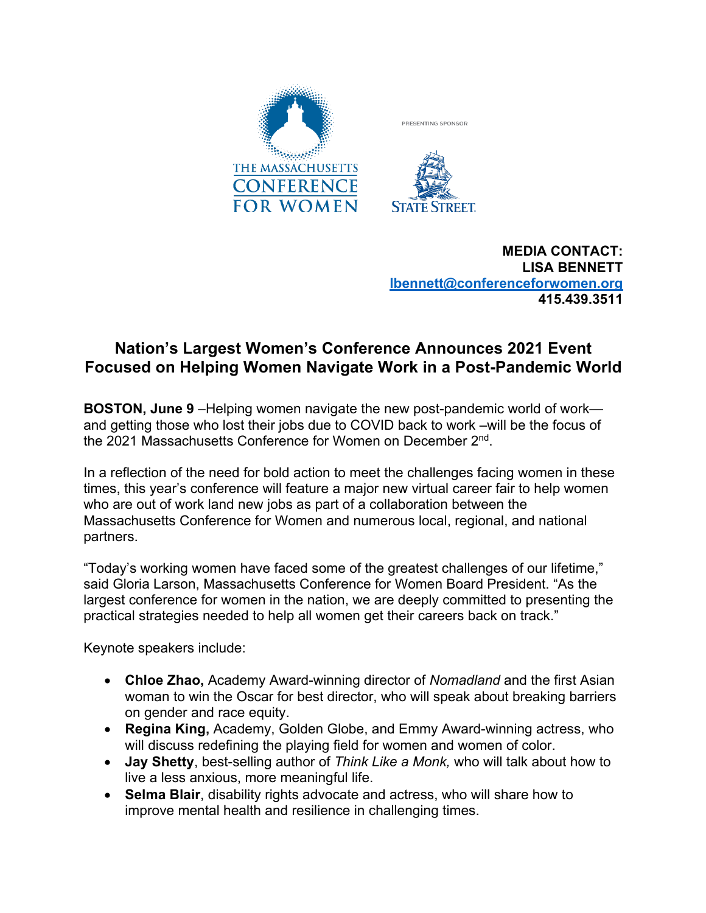THE MASSACHUSETTS CONFERENCE FOR WOMEN

PRESENTING SPONSOR

STATE STREET

**MEDIA CONTACT:**
**LISA BENNETT**
**lbennett@conferenceforwomen.org**
**415.439.3511**

## Nation's Largest Women's Conference Announces 2021 Event Focused on Helping Women Navigate Work in a Post-Pandemic World

**BOSTON, June 9** –Helping women navigate the new post-pandemic world of work—and getting those who lost their jobs due to COVID back to work –will be the focus of the 2021 Massachusetts Conference for Women on December 2nd.

In a reflection of the need for bold action to meet the challenges facing women in these times, this year's conference will feature a major new virtual career fair to help women who are out of work land new jobs as part of a collaboration between the Massachusetts Conference for Women and numerous local, regional, and national partners.

"Today's working women have faced some of the greatest challenges of our lifetime," said Gloria Larson, Massachusetts Conference for Women Board President. "As the largest conference for women in the nation, we are deeply committed to presenting the practical strategies needed to help all women get their careers back on track."

Keynote speakers include:

- **Chloe Zhao,** Academy Award-winning director of *Nomadland* and the first Asian woman to win the Oscar for best director, who will speak about breaking barriers on gender and race equity.
- **Regina King,** Academy, Golden Globe, and Emmy Award-winning actress, who will discuss redefining the playing field for women and women of color.
- **Jay Shetty**, best-selling author of *Think Like a Monk,* who will talk about how to live a less anxious, more meaningful life.
- **Selma Blair**, disability rights advocate and actress, who will share how to improve mental health and resilience in challenging times.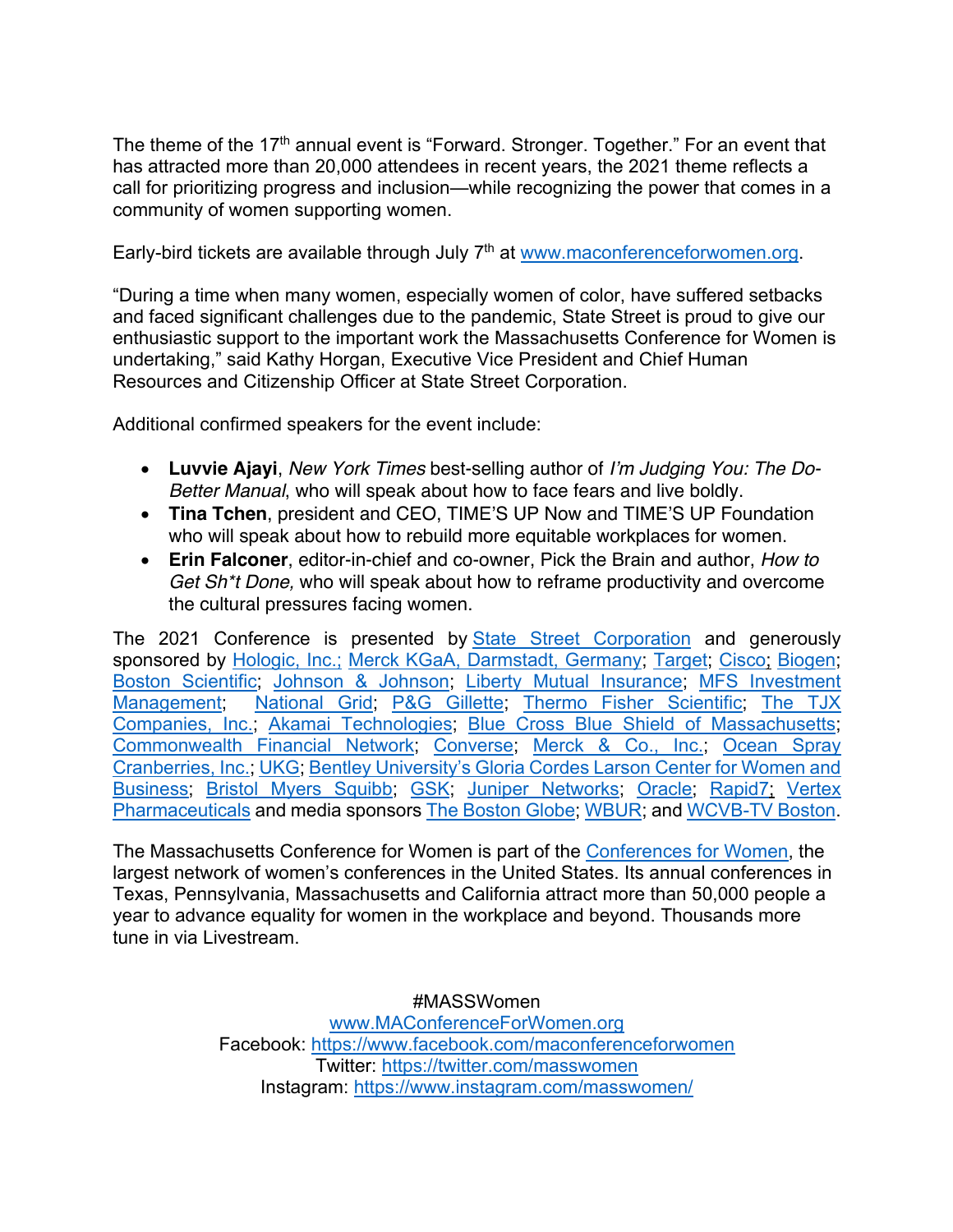The theme of the 17th annual event is “Forward. Stronger. Together.” For an event that has attracted more than 20,000 attendees in recent years, the 2021 theme reflects a call for prioritizing progress and inclusion—while recognizing the power that comes in a community of women supporting women.

Early-bird tickets are available through July 7th at www.maconferenceforwomen.org.

“During a time when many women, especially women of color, have suffered setbacks and faced significant challenges due to the pandemic, State Street is proud to give our enthusiastic support to the important work the Massachusetts Conference for Women is undertaking,” said Kathy Horgan, Executive Vice President and Chief Human Resources and Citizenship Officer at State Street Corporation.

Additional confirmed speakers for the event include:

- **Luvvie Ajayi**, *New York Times* best-selling author of *I’m Judging You: The Do-Better Manual*, who will speak about how to face fears and live boldly.
- **Tina Tchen**, president and CEO, TIME’S UP Now and TIME’S UP Foundation who will speak about how to rebuild more equitable workplaces for women.
- **Erin Falconer**, editor-in-chief and co-owner, Pick the Brain and author, *How to Get Sh*t Done,* who will speak about how to reframe productivity and overcome the cultural pressures facing women.

The 2021 Conference is presented by State Street Corporation and generously sponsored by Hologic, Inc.; Merck KGaA, Darmstadt, Germany; Target; Cisco; Biogen; Boston Scientific; Johnson & Johnson; Liberty Mutual Insurance; MFS Investment Management; National Grid; P&G Gillette; Thermo Fisher Scientific; The TJX Companies, Inc.; Akamai Technologies; Blue Cross Blue Shield of Massachusetts; Commonwealth Financial Network; Converse; Merck & Co., Inc.; Ocean Spray Cranberries, Inc.; UKG; Bentley University’s Gloria Cordes Larson Center for Women and Business; Bristol Myers Squibb; GSK; Juniper Networks; Oracle; Rapid7; Vertex Pharmaceuticals and media sponsors The Boston Globe; WBUR; and WCVB-TV Boston.

The Massachusetts Conference for Women is part of the Conferences for Women, the largest network of women’s conferences in the United States. Its annual conferences in Texas, Pennsylvania, Massachusetts and California attract more than 50,000 people a year to advance equality for women in the workplace and beyond. Thousands more tune in via Livestream.

#MASSWomen
www.MAConferenceForWomen.org
Facebook: https://www.facebook.com/maconferenceforwomen
Twitter: https://twitter.com/masswomen
Instagram: https://www.instagram.com/masswomen/